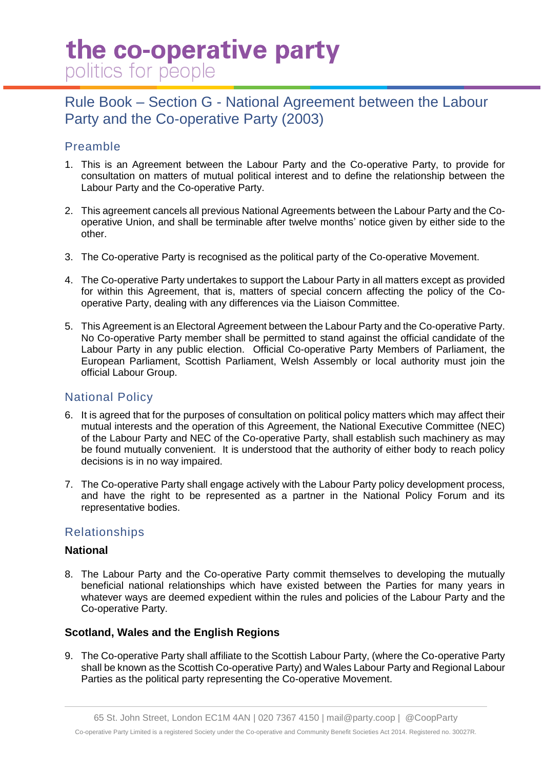# the co-operative party

politics for people

## Rule Book – Section G - National Agreement between the Labour Party and the Co-operative Party (2003)

### Preamble

1. This is an Agreement between the Labour Party and the Co-operative Party, to provide for consultation on matters of mutual political interest and to define the relationship between the Labour Party and the Co-operative Party.

2. This agreement cancels all previous National Agreements between the Labour Party and the Co-operative Union, and shall be terminable after twelve months' notice given by either side to the other.

3. The Co-operative Party is recognised as the political party of the Co-operative Movement.

4. The Co-operative Party undertakes to support the Labour Party in all matters except as provided for within this Agreement, that is, matters of special concern affecting the policy of the Co-operative Party, dealing with any differences via the Liaison Committee.

5. This Agreement is an Electoral Agreement between the Labour Party and the Co-operative Party. No Co-operative Party member shall be permitted to stand against the official candidate of the Labour Party in any public election. Official Co-operative Party Members of Parliament, the European Parliament, Scottish Parliament, Welsh Assembly or local authority must join the official Labour Group.

### National Policy

6. It is agreed that for the purposes of consultation on political policy matters which may affect their mutual interests and the operation of this Agreement, the National Executive Committee (NEC) of the Labour Party and NEC of the Co-operative Party, shall establish such machinery as may be found mutually convenient. It is understood that the authority of either body to reach policy decisions is in no way impaired.

7. The Co-operative Party shall engage actively with the Labour Party policy development process, and have the right to be represented as a partner in the National Policy Forum and its representative bodies.

### Relationships

**National**

8. The Labour Party and the Co-operative Party commit themselves to developing the mutually beneficial national relationships which have existed between the Parties for many years in whatever ways are deemed expedient within the rules and policies of the Labour Party and the Co-operative Party.

**Scotland, Wales and the English Regions**

9. The Co-operative Party shall affiliate to the Scottish Labour Party, (where the Co-operative Party shall be known as the Scottish Co-operative Party) and Wales Labour Party and Regional Labour Parties as the political party representing the Co-operative Movement.

65 St. John Street, London EC1M 4AN | 020 7367 4150 | mail@party.coop | @CoopParty

Co-operative Party Limited is a registered Society under the Co-operative and Community Benefit Societies Act 2014. Registered no. 30027R.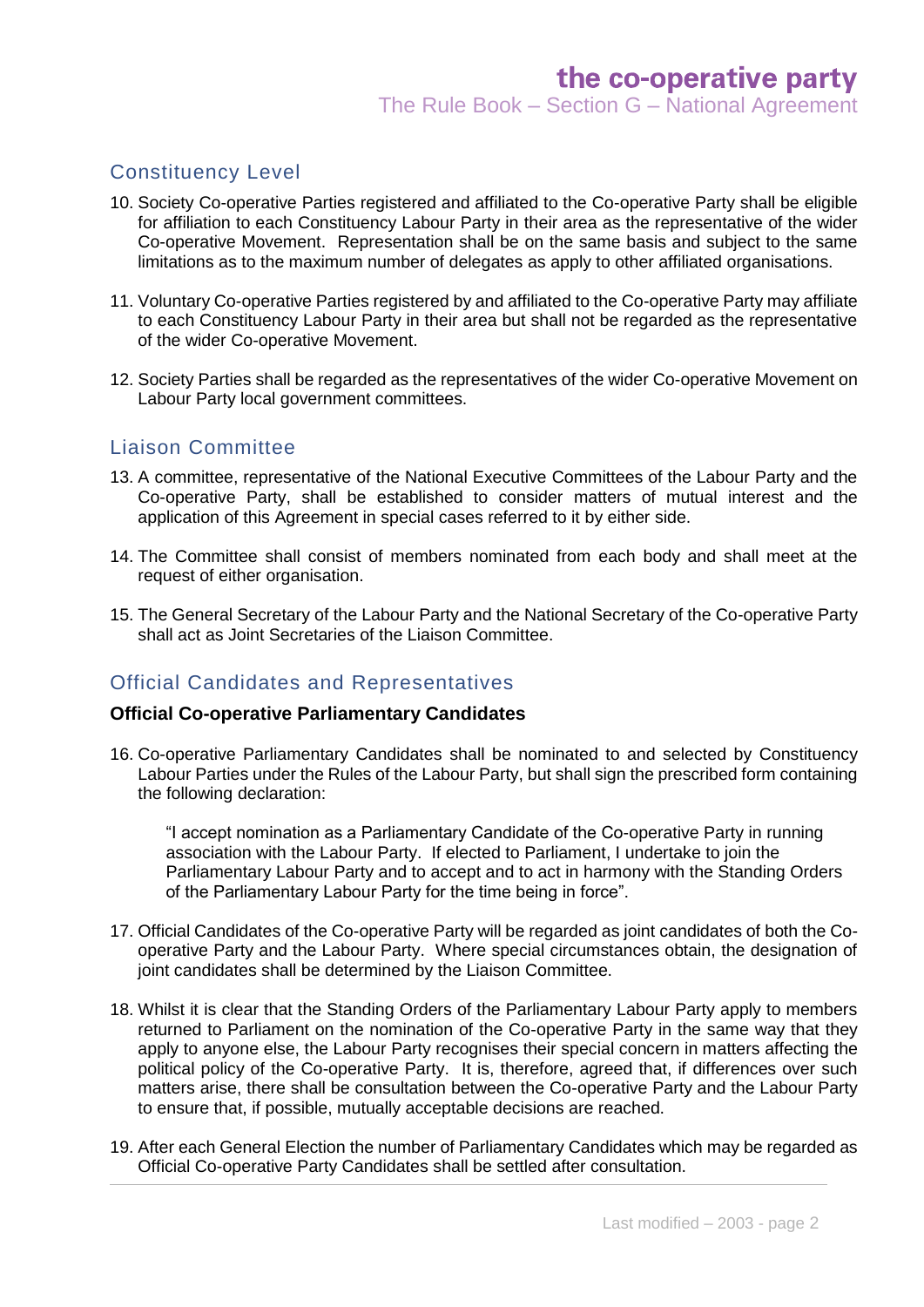## Constituency Level

10. Society Co-operative Parties registered and affiliated to the Co-operative Party shall be eligible for affiliation to each Constituency Labour Party in their area as the representative of the wider Co-operative Movement. Representation shall be on the same basis and subject to the same limitations as to the maximum number of delegates as apply to other affiliated organisations.

11. Voluntary Co-operative Parties registered by and affiliated to the Co-operative Party may affiliate to each Constituency Labour Party in their area but shall not be regarded as the representative of the wider Co-operative Movement.

12. Society Parties shall be regarded as the representatives of the wider Co-operative Movement on Labour Party local government committees.

## Liaison Committee

13. A committee, representative of the National Executive Committees of the Labour Party and the Co-operative Party, shall be established to consider matters of mutual interest and the application of this Agreement in special cases referred to it by either side.

14. The Committee shall consist of members nominated from each body and shall meet at the request of either organisation.

15. The General Secretary of the Labour Party and the National Secretary of the Co-operative Party shall act as Joint Secretaries of the Liaison Committee.

## Official Candidates and Representatives

### Official Co-operative Parliamentary Candidates

16. Co-operative Parliamentary Candidates shall be nominated to and selected by Constituency Labour Parties under the Rules of the Labour Party, but shall sign the prescribed form containing the following declaration:

    "I accept nomination as a Parliamentary Candidate of the Co-operative Party in running association with the Labour Party. If elected to Parliament, I undertake to join the Parliamentary Labour Party and to accept and to act in harmony with the Standing Orders of the Parliamentary Labour Party for the time being in force".

17. Official Candidates of the Co-operative Party will be regarded as joint candidates of both the Co-operative Party and the Labour Party. Where special circumstances obtain, the designation of joint candidates shall be determined by the Liaison Committee.

18. Whilst it is clear that the Standing Orders of the Parliamentary Labour Party apply to members returned to Parliament on the nomination of the Co-operative Party in the same way that they apply to anyone else, the Labour Party recognises their special concern in matters affecting the political policy of the Co-operative Party. It is, therefore, agreed that, if differences over such matters arise, there shall be consultation between the Co-operative Party and the Labour Party to ensure that, if possible, mutually acceptable decisions are reached.

19. After each General Election the number of Parliamentary Candidates which may be regarded as Official Co-operative Party Candidates shall be settled after consultation.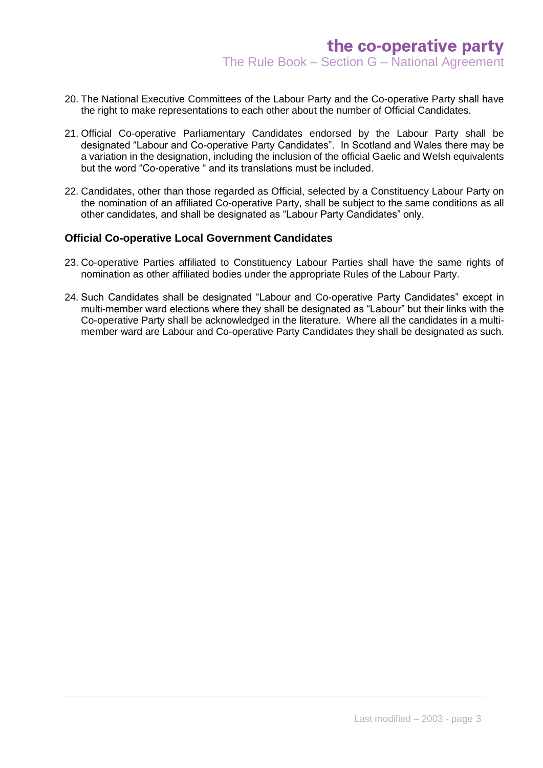20. The National Executive Committees of the Labour Party and the Co-operative Party shall have the right to make representations to each other about the number of Official Candidates.

21. Official Co-operative Parliamentary Candidates endorsed by the Labour Party shall be designated "Labour and Co-operative Party Candidates". In Scotland and Wales there may be a variation in the designation, including the inclusion of the official Gaelic and Welsh equivalents but the word "Co-operative " and its translations must be included.

22. Candidates, other than those regarded as Official, selected by a Constituency Labour Party on the nomination of an affiliated Co-operative Party, shall be subject to the same conditions as all other candidates, and shall be designated as "Labour Party Candidates" only.

### Official Co-operative Local Government Candidates

23. Co-operative Parties affiliated to Constituency Labour Parties shall have the same rights of nomination as other affiliated bodies under the appropriate Rules of the Labour Party.

24. Such Candidates shall be designated "Labour and Co-operative Party Candidates" except in multi-member ward elections where they shall be designated as "Labour" but their links with the Co-operative Party shall be acknowledged in the literature. Where all the candidates in a multi-member ward are Labour and Co-operative Party Candidates they shall be designated as such.